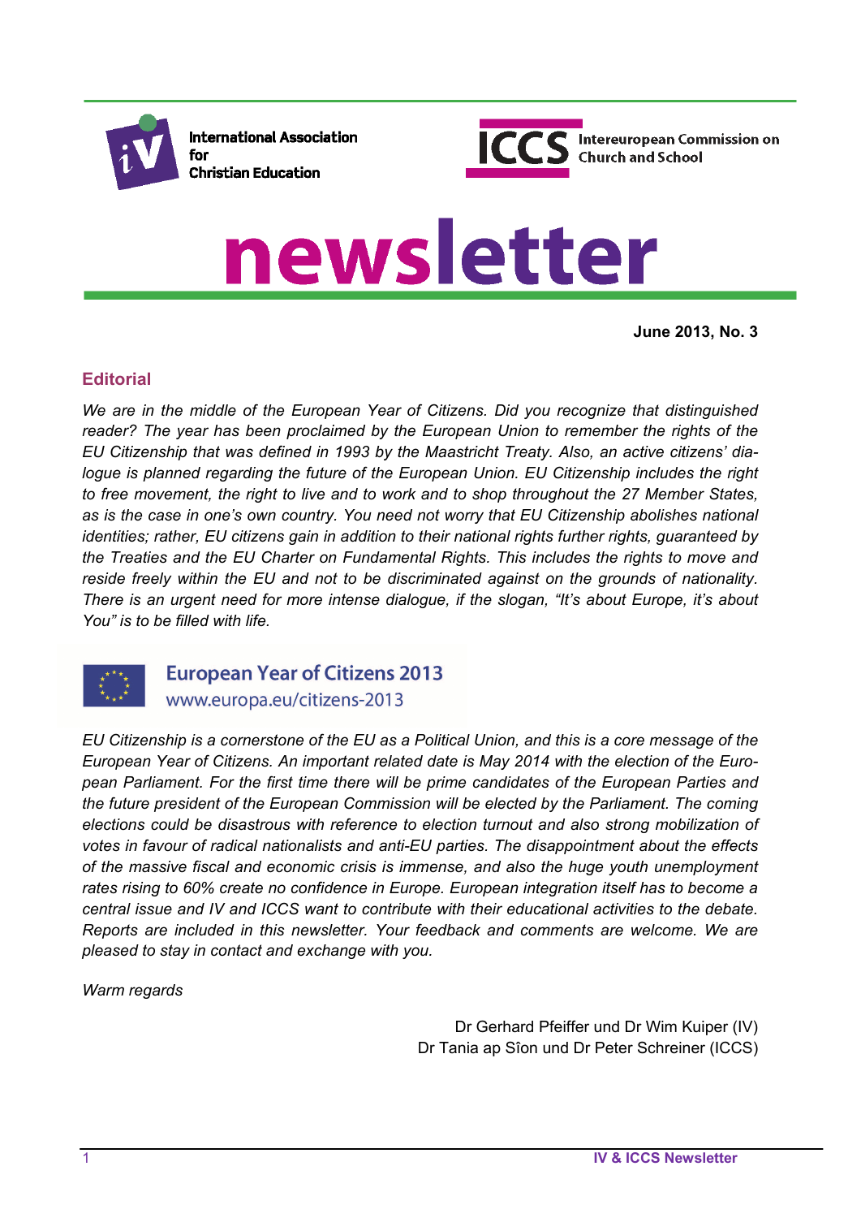International Association for Christian Education

ICCS Intereuropean Commission on Church and School

# newsletter

**June 2013, No. 3**

## Editorial

*We are in the middle of the European Year of Citizens. Did you recognize that distinguished reader? The year has been proclaimed by the European Union to remember the rights of the EU Citizenship that was defined in 1993 by the Maastricht Treaty. Also, an active citizens' dialogue is planned regarding the future of the European Union. EU Citizenship includes the right to free movement, the right to live and to work and to shop throughout the 27 Member States, as is the case in one's own country. You need not worry that EU Citizenship abolishes national identities; rather, EU citizens gain in addition to their national rights further rights, guaranteed by the Treaties and the EU Charter on Fundamental Rights. This includes the rights to move and reside freely within the EU and not to be discriminated against on the grounds of nationality. There is an urgent need for more intense dialogue, if the slogan, "It's about Europe, it's about You" is to be filled with life.*

European Year of Citizens 2013
www.europa.eu/citizens-2013

*EU Citizenship is a cornerstone of the EU as a Political Union, and this is a core message of the European Year of Citizens. An important related date is May 2014 with the election of the European Parliament. For the first time there will be prime candidates of the European Parties and the future president of the European Commission will be elected by the Parliament. The coming elections could be disastrous with reference to election turnout and also strong mobilization of votes in favour of radical nationalists and anti-EU parties. The disappointment about the effects of the massive fiscal and economic crisis is immense, and also the huge youth unemployment rates rising to 60% create no confidence in Europe. European integration itself has to become a central issue and IV and ICCS want to contribute with their educational activities to the debate. Reports are included in this newsletter. Your feedback and comments are welcome. We are pleased to stay in contact and exchange with you.*

*Warm regards*

Dr Gerhard Pfeiffer und Dr Wim Kuiper (IV)
Dr Tania ap Sîon und Dr Peter Schreiner (ICCS)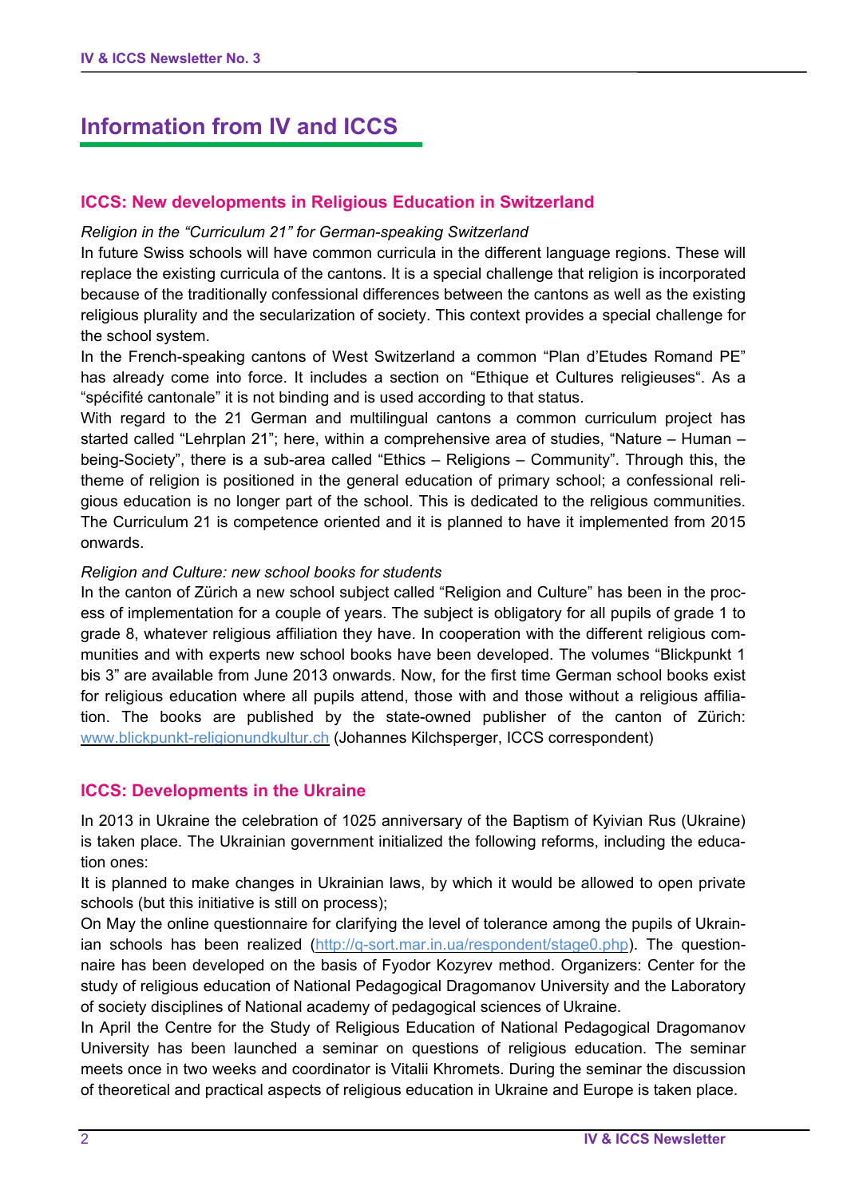# Information from IV and ICCS

## ICCS: New developments in Religious Education in Switzerland

*Religion in the "Curriculum 21" for German-speaking Switzerland*

In future Swiss schools will have common curricula in the different language regions. These will replace the existing curricula of the cantons. It is a special challenge that religion is incorporated because of the traditionally confessional differences between the cantons as well as the existing religious plurality and the secularization of society. This context provides a special challenge for the school system.

In the French-speaking cantons of West Switzerland a common "Plan d'Etudes Romand PE" has already come into force. It includes a section on "Ethique et Cultures religieuses". As a "spécifité cantonale" it is not binding and is used according to that status.

With regard to the 21 German and multilingual cantons a common curriculum project has started called "Lehrplan 21"; here, within a comprehensive area of studies, "Nature – Human – being-Society", there is a sub-area called "Ethics – Religions – Community". Through this, the theme of religion is positioned in the general education of primary school; a confessional religious education is no longer part of the school. This is dedicated to the religious communities. The Curriculum 21 is competence oriented and it is planned to have it implemented from 2015 onwards.

*Religion and Culture: new school books for students*

In the canton of Zürich a new school subject called "Religion and Culture" has been in the process of implementation for a couple of years. The subject is obligatory for all pupils of grade 1 to grade 8, whatever religious affiliation they have. In cooperation with the different religious communities and with experts new school books have been developed. The volumes "Blickpunkt 1 bis 3" are available from June 2013 onwards. Now, for the first time German school books exist for religious education where all pupils attend, those with and those without a religious affiliation. The books are published by the state-owned publisher of the canton of Zürich: www.blickpunkt-religionundkultur.ch (Johannes Kilchsperger, ICCS correspondent)

## ICCS: Developments in the Ukraine

In 2013 in Ukraine the celebration of 1025 anniversary of the Baptism of Kyivian Rus (Ukraine) is taken place. The Ukrainian government initialized the following reforms, including the education ones:

It is planned to make changes in Ukrainian laws, by which it would be allowed to open private schools (but this initiative is still on process);

On May the online questionnaire for clarifying the level of tolerance among the pupils of Ukrainian schools has been realized (http://q-sort.mar.in.ua/respondent/stage0.php). The questionnaire has been developed on the basis of Fyodor Kozyrev method. Organizers: Center for the study of religious education of National Pedagogical Dragomanov University and the Laboratory of society disciplines of National academy of pedagogical sciences of Ukraine.

In April the Centre for the Study of Religious Education of National Pedagogical Dragomanov University has been launched a seminar on questions of religious education. The seminar meets once in two weeks and coordinator is Vitalii Khromets. During the seminar the discussion of theoretical and practical aspects of religious education in Ukraine and Europe is taken place.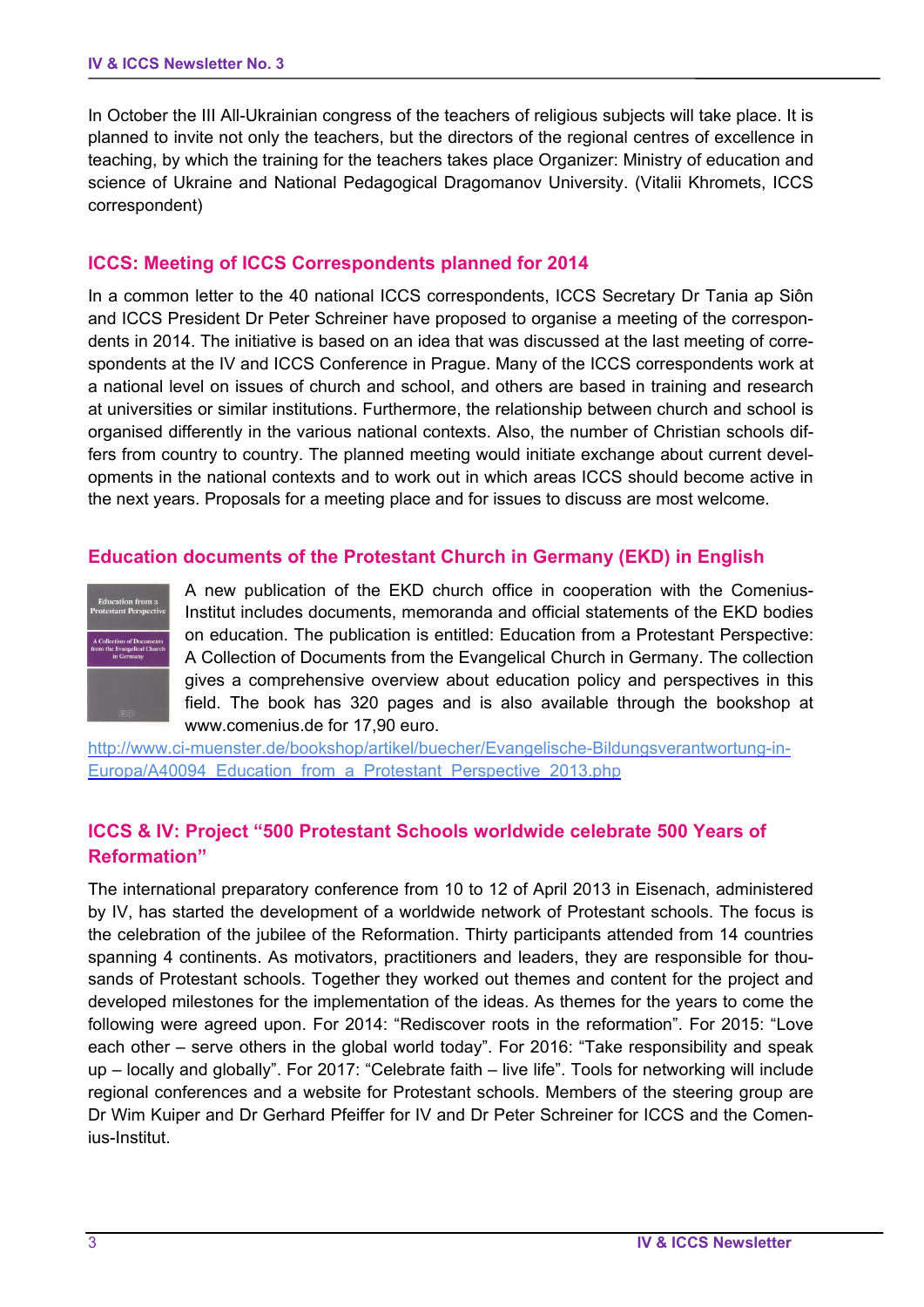In October the III All-Ukrainian congress of the teachers of religious subjects will take place. It is planned to invite not only the teachers, but the directors of the regional centres of excellence in teaching, by which the training for the teachers takes place Organizer: Ministry of education and science of Ukraine and National Pedagogical Dragomanov University. (Vitalii Khromets, ICCS correspondent)

## ICCS: Meeting of ICCS Correspondents planned for 2014

In a common letter to the 40 national ICCS correspondents, ICCS Secretary Dr Tania ap Siôn and ICCS President Dr Peter Schreiner have proposed to organise a meeting of the correspondents in 2014. The initiative is based on an idea that was discussed at the last meeting of correspondents at the IV and ICCS Conference in Prague. Many of the ICCS correspondents work at a national level on issues of church and school, and others are based in training and research at universities or similar institutions. Furthermore, the relationship between church and school is organised differently in the various national contexts. Also, the number of Christian schools differs from country to country. The planned meeting would initiate exchange about current developments in the national contexts and to work out in which areas ICCS should become active in the next years. Proposals for a meeting place and for issues to discuss are most welcome.

## Education documents of the Protestant Church in Germany (EKD) in English

A new publication of the EKD church office in cooperation with the Comenius-Institut includes documents, memoranda and official statements of the EKD bodies on education. The publication is entitled: Education from a Protestant Perspective: A Collection of Documents from the Evangelical Church in Germany. The collection gives a comprehensive overview about education policy and perspectives in this field. The book has 320 pages and is also available through the bookshop at www.comenius.de for 17,90 euro.

http://www.ci-muenster.de/bookshop/artikel/buecher/Evangelische-Bildungsverantwortung-in-Europa/A40094_Education_from_a_Protestant_Perspective_2013.php

## ICCS & IV: Project “500 Protestant Schools worldwide celebrate 500 Years of Reformation”

The international preparatory conference from 10 to 12 of April 2013 in Eisenach, administered by IV, has started the development of a worldwide network of Protestant schools. The focus is the celebration of the jubilee of the Reformation. Thirty participants attended from 14 countries spanning 4 continents. As motivators, practitioners and leaders, they are responsible for thousands of Protestant schools. Together they worked out themes and content for the project and developed milestones for the implementation of the ideas. As themes for the years to come the following were agreed upon. For 2014: “Rediscover roots in the reformation”. For 2015: “Love each other – serve others in the global world today”. For 2016: “Take responsibility and speak up – locally and globally”. For 2017: “Celebrate faith – live life”. Tools for networking will include regional conferences and a website for Protestant schools. Members of the steering group are Dr Wim Kuiper and Dr Gerhard Pfeiffer for IV and Dr Peter Schreiner for ICCS and the Comenius-Institut.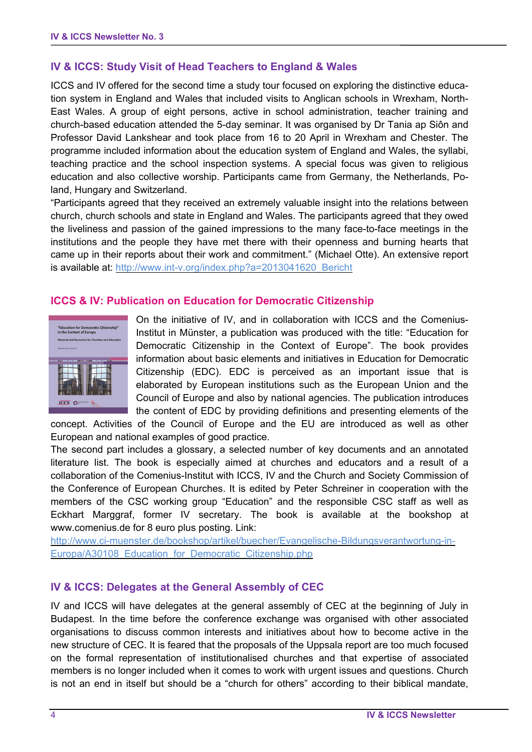## IV & ICCS: Study Visit of Head Teachers to England & Wales

ICCS and IV offered for the second time a study tour focused on exploring the distinctive education system in England and Wales that included visits to Anglican schools in Wrexham, North-East Wales. A group of eight persons, active in school administration, teacher training and church-based education attended the 5-day seminar. It was organised by Dr Tania ap Siôn and Professor David Lankshear and took place from 16 to 20 April in Wrexham and Chester. The programme included information about the education system of England and Wales, the syllabi, teaching practice and the school inspection systems. A special focus was given to religious education and also collective worship. Participants came from Germany, the Netherlands, Poland, Hungary and Switzerland.

"Participants agreed that they received an extremely valuable insight into the relations between church, church schools and state in England and Wales. The participants agreed that they owed the liveliness and passion of the gained impressions to the many face-to-face meetings in the institutions and the people they have met there with their openness and burning hearts that came up in their reports about their work and commitment." (Michael Otte). An extensive report is available at: http://www.int-v.org/index.php?a=2013041620_Bericht

## ICCS & IV: Publication on Education for Democratic Citizenship

On the initiative of IV, and in collaboration with ICCS and the Comenius-Institut in Münster, a publication was produced with the title: "Education for Democratic Citizenship in the Context of Europe". The book provides information about basic elements and initiatives in Education for Democratic Citizenship (EDC). EDC is perceived as an important issue that is elaborated by European institutions such as the European Union and the Council of Europe and also by national agencies. The publication introduces the content of EDC by providing definitions and presenting elements of the concept. Activities of the Council of Europe and the EU are introduced as well as other European and national examples of good practice.

The second part includes a glossary, a selected number of key documents and an annotated literature list. The book is especially aimed at churches and educators and a result of a collaboration of the Comenius-Institut with ICCS, IV and the Church and Society Commission of the Conference of European Churches. It is edited by Peter Schreiner in cooperation with the members of the CSC working group "Education" and the responsible CSC staff as well as Eckhart Marggraf, former IV secretary. The book is available at the bookshop at www.comenius.de for 8 euro plus posting. Link:
http://www.ci-muenster.de/bookshop/artikel/buecher/Evangelische-Bildungsverantwortung-in-Europa/A30108_Education_for_Democratic_Citizenship.php

## IV & ICCS: Delegates at the General Assembly of CEC

IV and ICCS will have delegates at the general assembly of CEC at the beginning of July in Budapest. In the time before the conference exchange was organised with other associated organisations to discuss common interests and initiatives about how to become active in the new structure of CEC. It is feared that the proposals of the Uppsala report are too much focused on the formal representation of institutionalised churches and that expertise of associated members is no longer included when it comes to work with urgent issues and questions. Church is not an end in itself but should be a "church for others" according to their biblical mandate,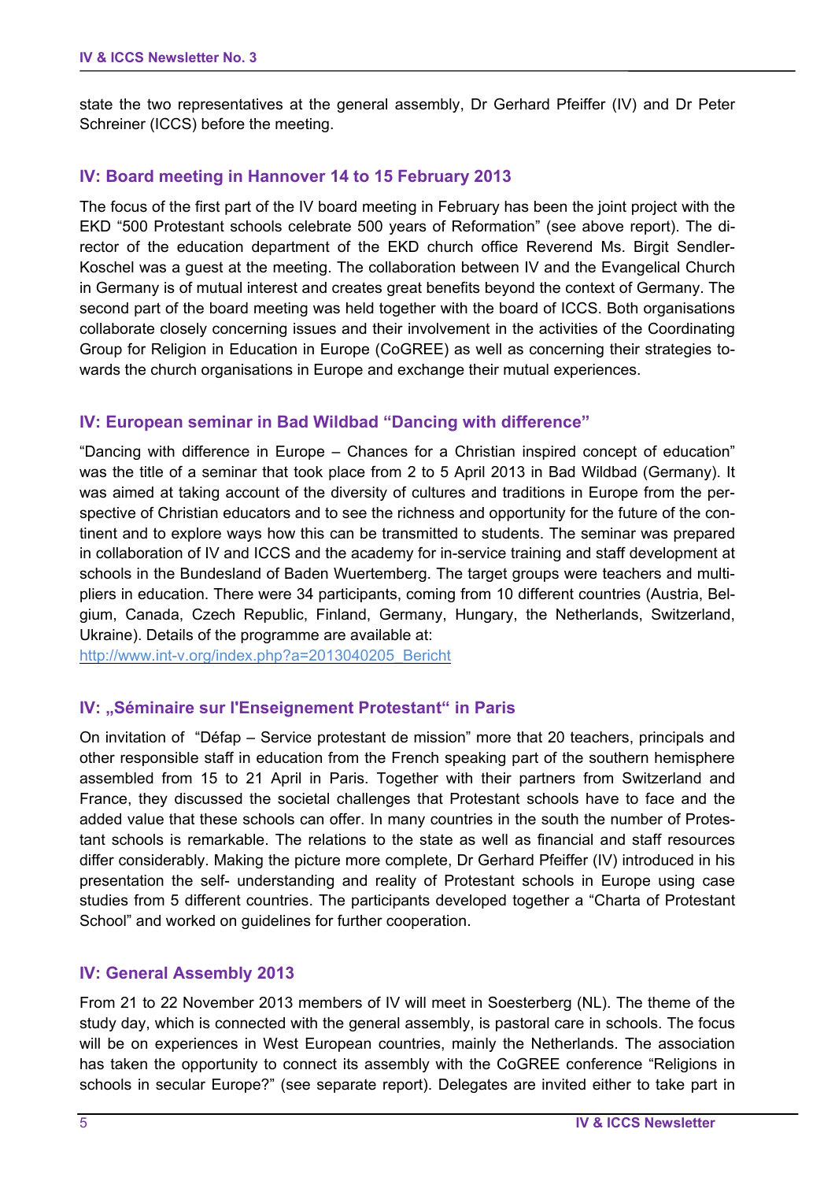state the two representatives at the general assembly, Dr Gerhard Pfeiffer (IV) and Dr Peter Schreiner (ICCS) before the meeting.

## IV: Board meeting in Hannover 14 to 15 February 2013

The focus of the first part of the IV board meeting in February has been the joint project with the EKD "500 Protestant schools celebrate 500 years of Reformation" (see above report). The director of the education department of the EKD church office Reverend Ms. Birgit Sendler-Koschel was a guest at the meeting. The collaboration between IV and the Evangelical Church in Germany is of mutual interest and creates great benefits beyond the context of Germany. The second part of the board meeting was held together with the board of ICCS. Both organisations collaborate closely concerning issues and their involvement in the activities of the Coordinating Group for Religion in Education in Europe (CoGREE) as well as concerning their strategies towards the church organisations in Europe and exchange their mutual experiences.

## IV: European seminar in Bad Wildbad "Dancing with difference"

"Dancing with difference in Europe – Chances for a Christian inspired concept of education" was the title of a seminar that took place from 2 to 5 April 2013 in Bad Wildbad (Germany). It was aimed at taking account of the diversity of cultures and traditions in Europe from the perspective of Christian educators and to see the richness and opportunity for the future of the continent and to explore ways how this can be transmitted to students. The seminar was prepared in collaboration of IV and ICCS and the academy for in-service training and staff development at schools in the Bundesland of Baden Wuertemberg. The target groups were teachers and multipliers in education. There were 34 participants, coming from 10 different countries (Austria, Belgium, Canada, Czech Republic, Finland, Germany, Hungary, the Netherlands, Switzerland, Ukraine). Details of the programme are available at:
http://www.int-v.org/index.php?a=2013040205_Bericht

## IV: „Séminaire sur l'Enseignement Protestant" in Paris

On invitation of "Défap – Service protestant de mission" more that 20 teachers, principals and other responsible staff in education from the French speaking part of the southern hemisphere assembled from 15 to 21 April in Paris. Together with their partners from Switzerland and France, they discussed the societal challenges that Protestant schools have to face and the added value that these schools can offer. In many countries in the south the number of Protestant schools is remarkable. The relations to the state as well as financial and staff resources differ considerably. Making the picture more complete, Dr Gerhard Pfeiffer (IV) introduced in his presentation the self- understanding and reality of Protestant schools in Europe using case studies from 5 different countries. The participants developed together a "Charta of Protestant School" and worked on guidelines for further cooperation.

## IV: General Assembly 2013

From 21 to 22 November 2013 members of IV will meet in Soesterberg (NL). The theme of the study day, which is connected with the general assembly, is pastoral care in schools. The focus will be on experiences in West European countries, mainly the Netherlands. The association has taken the opportunity to connect its assembly with the CoGREE conference "Religions in schools in secular Europe?" (see separate report). Delegates are invited either to take part in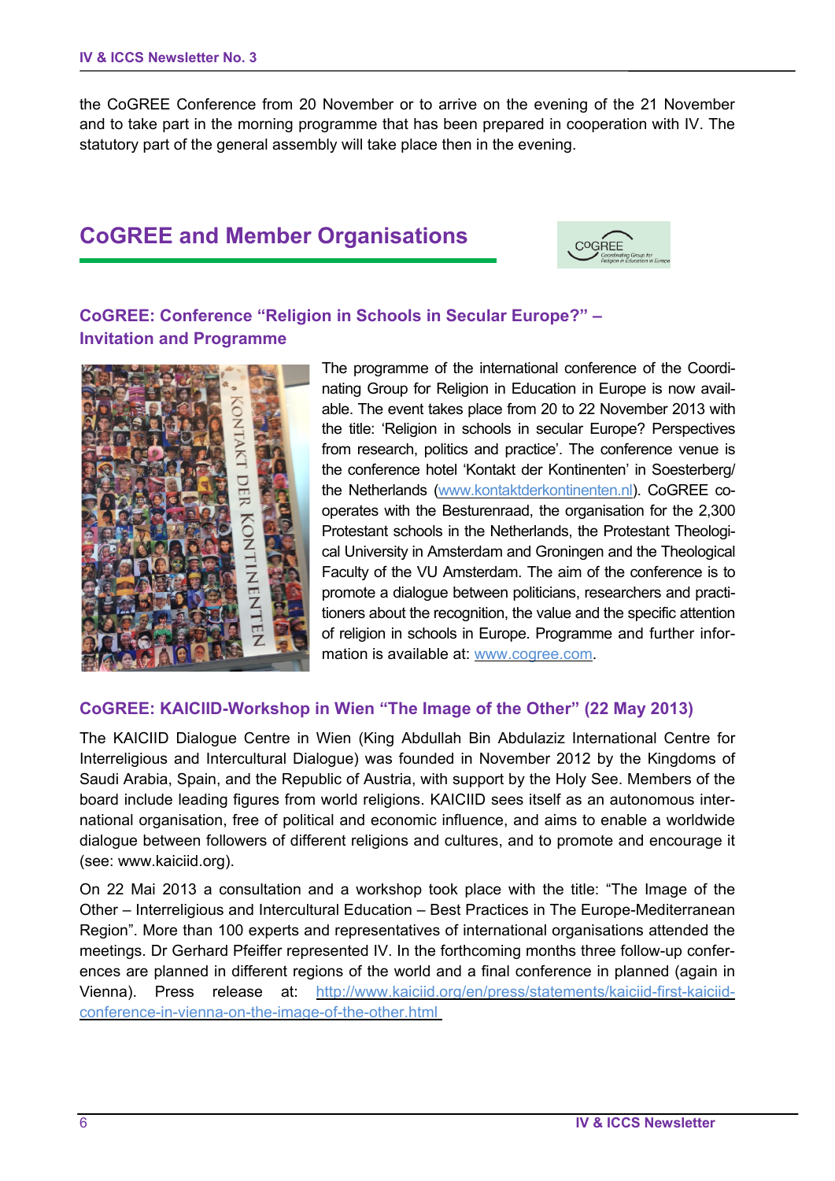the CoGREE Conference from 20 November or to arrive on the evening of the 21 November and to take part in the morning programme that has been prepared in cooperation with IV. The statutory part of the general assembly will take place then in the evening.

## CoGREE and Member Organisations

### CoGREE: Conference "Religion in Schools in Secular Europe?" – Invitation and Programme

The programme of the international conference of the Coordinating Group for Religion in Education in Europe is now available. The event takes place from 20 to 22 November 2013 with the title: 'Religion in schools in secular Europe? Perspectives from research, politics and practice'. The conference venue is the conference hotel 'Kontakt der Kontinenten' in Soesterberg/ the Netherlands (www.kontaktderkontinenten.nl). CoGREE co-operates with the Besturenraad, the organisation for the 2,300 Protestant schools in the Netherlands, the Protestant Theological University in Amsterdam and Groningen and the Theological Faculty of the VU Amsterdam. The aim of the conference is to promote a dialogue between politicians, researchers and practitioners about the recognition, the value and the specific attention of religion in schools in Europe. Programme and further information is available at: www.cogree.com.

### CoGREE: KAICIID-Workshop in Wien "The Image of the Other" (22 May 2013)

The KAICIID Dialogue Centre in Wien (King Abdullah Bin Abdulaziz International Centre for Interreligious and Intercultural Dialogue) was founded in November 2012 by the Kingdoms of Saudi Arabia, Spain, and the Republic of Austria, with support by the Holy See. Members of the board include leading figures from world religions. KAICIID sees itself as an autonomous international organisation, free of political and economic influence, and aims to enable a worldwide dialogue between followers of different religions and cultures, and to promote and encourage it (see: www.kaiciid.org).

On 22 Mai 2013 a consultation and a workshop took place with the title: "The Image of the Other – Interreligious and Intercultural Education – Best Practices in The Europe-Mediterranean Region". More than 100 experts and representatives of international organisations attended the meetings. Dr Gerhard Pfeiffer represented IV. In the forthcoming months three follow-up conferences are planned in different regions of the world and a final conference in planned (again in Vienna). Press release at: http://www.kaiciid.org/en/press/statements/kaiciid-first-kaiciid-conference-in-vienna-on-the-image-of-the-other.html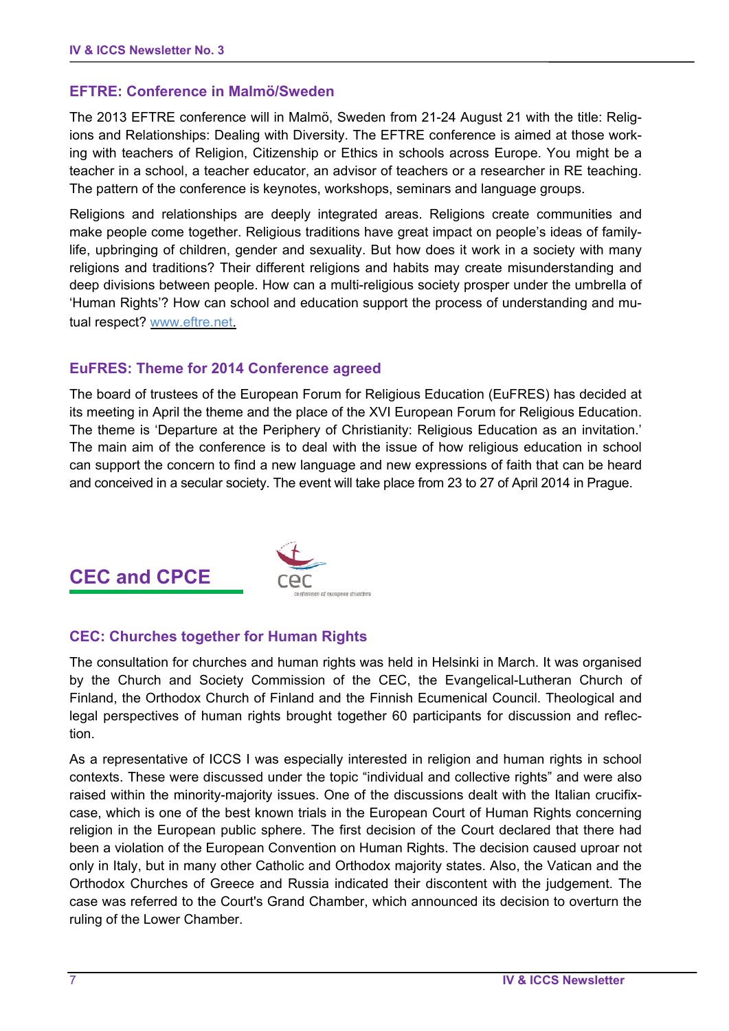### EFTRE: Conference in Malmö/Sweden

The 2013 EFTRE conference will in Malmö, Sweden from 21-24 August 21 with the title: Religions and Relationships: Dealing with Diversity. The EFTRE conference is aimed at those working with teachers of Religion, Citizenship or Ethics in schools across Europe. You might be a teacher in a school, a teacher educator, an advisor of teachers or a researcher in RE teaching. The pattern of the conference is keynotes, workshops, seminars and language groups.

Religions and relationships are deeply integrated areas. Religions create communities and make people come together. Religious traditions have great impact on people's ideas of family-life, upbringing of children, gender and sexuality. But how does it work in a society with many religions and traditions? Their different religions and habits may create misunderstanding and deep divisions between people. How can a multi-religious society prosper under the umbrella of 'Human Rights'? How can school and education support the process of understanding and mutual respect? www.eftre.net.

### EuFRES: Theme for 2014 Conference agreed

The board of trustees of the European Forum for Religious Education (EuFRES) has decided at its meeting in April the theme and the place of the XVI European Forum for Religious Education. The theme is 'Departure at the Periphery of Christianity: Religious Education as an invitation.' The main aim of the conference is to deal with the issue of how religious education in school can support the concern to find a new language and new expressions of faith that can be heard and conceived in a secular society. The event will take place from 23 to 27 of April 2014 in Prague.

## CEC and CPCE

cec
conference of european churches

### CEC: Churches together for Human Rights

The consultation for churches and human rights was held in Helsinki in March. It was organised by the Church and Society Commission of the CEC, the Evangelical-Lutheran Church of Finland, the Orthodox Church of Finland and the Finnish Ecumenical Council. Theological and legal perspectives of human rights brought together 60 participants for discussion and reflection.

As a representative of ICCS I was especially interested in religion and human rights in school contexts. These were discussed under the topic "individual and collective rights" and were also raised within the minority-majority issues. One of the discussions dealt with the Italian crucifix-case, which is one of the best known trials in the European Court of Human Rights concerning religion in the European public sphere. The first decision of the Court declared that there had been a violation of the European Convention on Human Rights. The decision caused uproar not only in Italy, but in many other Catholic and Orthodox majority states. Also, the Vatican and the Orthodox Churches of Greece and Russia indicated their discontent with the judgement. The case was referred to the Court's Grand Chamber, which announced its decision to overturn the ruling of the Lower Chamber.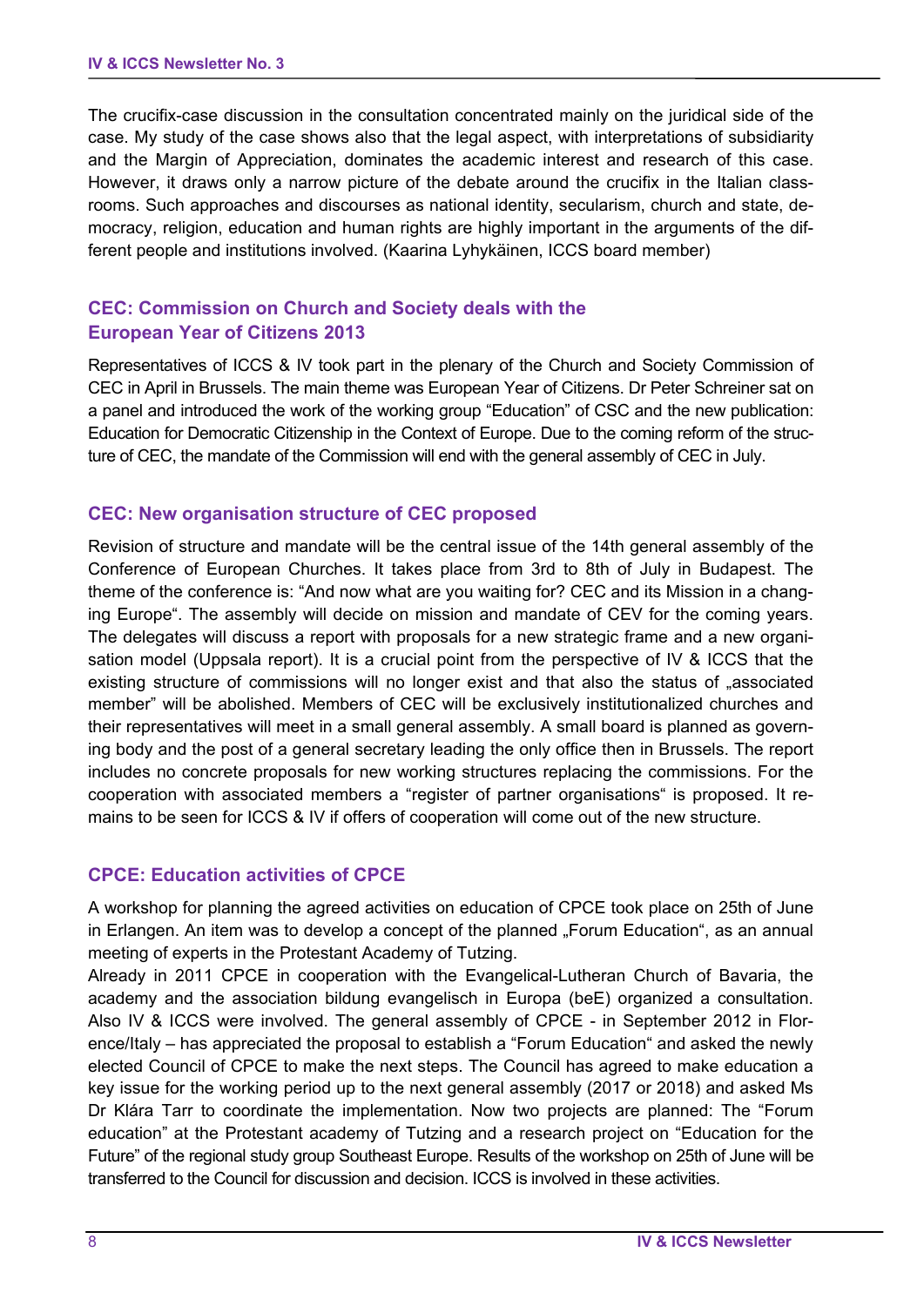The crucifix-case discussion in the consultation concentrated mainly on the juridical side of the case. My study of the case shows also that the legal aspect, with interpretations of subsidiarity and the Margin of Appreciation, dominates the academic interest and research of this case. However, it draws only a narrow picture of the debate around the crucifix in the Italian classrooms. Such approaches and discourses as national identity, secularism, church and state, democracy, religion, education and human rights are highly important in the arguments of the different people and institutions involved. (Kaarina Lyhykäinen, ICCS board member)

## CEC: Commission on Church and Society deals with the European Year of Citizens 2013

Representatives of ICCS & IV took part in the plenary of the Church and Society Commission of CEC in April in Brussels. The main theme was European Year of Citizens. Dr Peter Schreiner sat on a panel and introduced the work of the working group "Education" of CSC and the new publication: Education for Democratic Citizenship in the Context of Europe. Due to the coming reform of the structure of CEC, the mandate of the Commission will end with the general assembly of CEC in July.

## CEC: New organisation structure of CEC proposed

Revision of structure and mandate will be the central issue of the 14th general assembly of the Conference of European Churches. It takes place from 3rd to 8th of July in Budapest. The theme of the conference is: "And now what are you waiting for? CEC and its Mission in a changing Europe". The assembly will decide on mission and mandate of CEV for the coming years. The delegates will discuss a report with proposals for a new strategic frame and a new organisation model (Uppsala report). It is a crucial point from the perspective of IV & ICCS that the existing structure of commissions will no longer exist and that also the status of „associated member" will be abolished. Members of CEC will be exclusively institutionalized churches and their representatives will meet in a small general assembly. A small board is planned as governing body and the post of a general secretary leading the only office then in Brussels. The report includes no concrete proposals for new working structures replacing the commissions. For the cooperation with associated members a "register of partner organisations" is proposed. It remains to be seen for ICCS & IV if offers of cooperation will come out of the new structure.

## CPCE: Education activities of CPCE

A workshop for planning the agreed activities on education of CPCE took place on 25th of June in Erlangen. An item was to develop a concept of the planned „Forum Education", as an annual meeting of experts in the Protestant Academy of Tutzing.

Already in 2011 CPCE in cooperation with the Evangelical-Lutheran Church of Bavaria, the academy and the association bildung evangelisch in Europa (beE) organized a consultation. Also IV & ICCS were involved. The general assembly of CPCE - in September 2012 in Florence/Italy – has appreciated the proposal to establish a "Forum Education" and asked the newly elected Council of CPCE to make the next steps. The Council has agreed to make education a key issue for the working period up to the next general assembly (2017 or 2018) and asked Ms Dr Klára Tarr to coordinate the implementation. Now two projects are planned: The "Forum education" at the Protestant academy of Tutzing and a research project on "Education for the Future" of the regional study group Southeast Europe. Results of the workshop on 25th of June will be transferred to the Council for discussion and decision. ICCS is involved in these activities.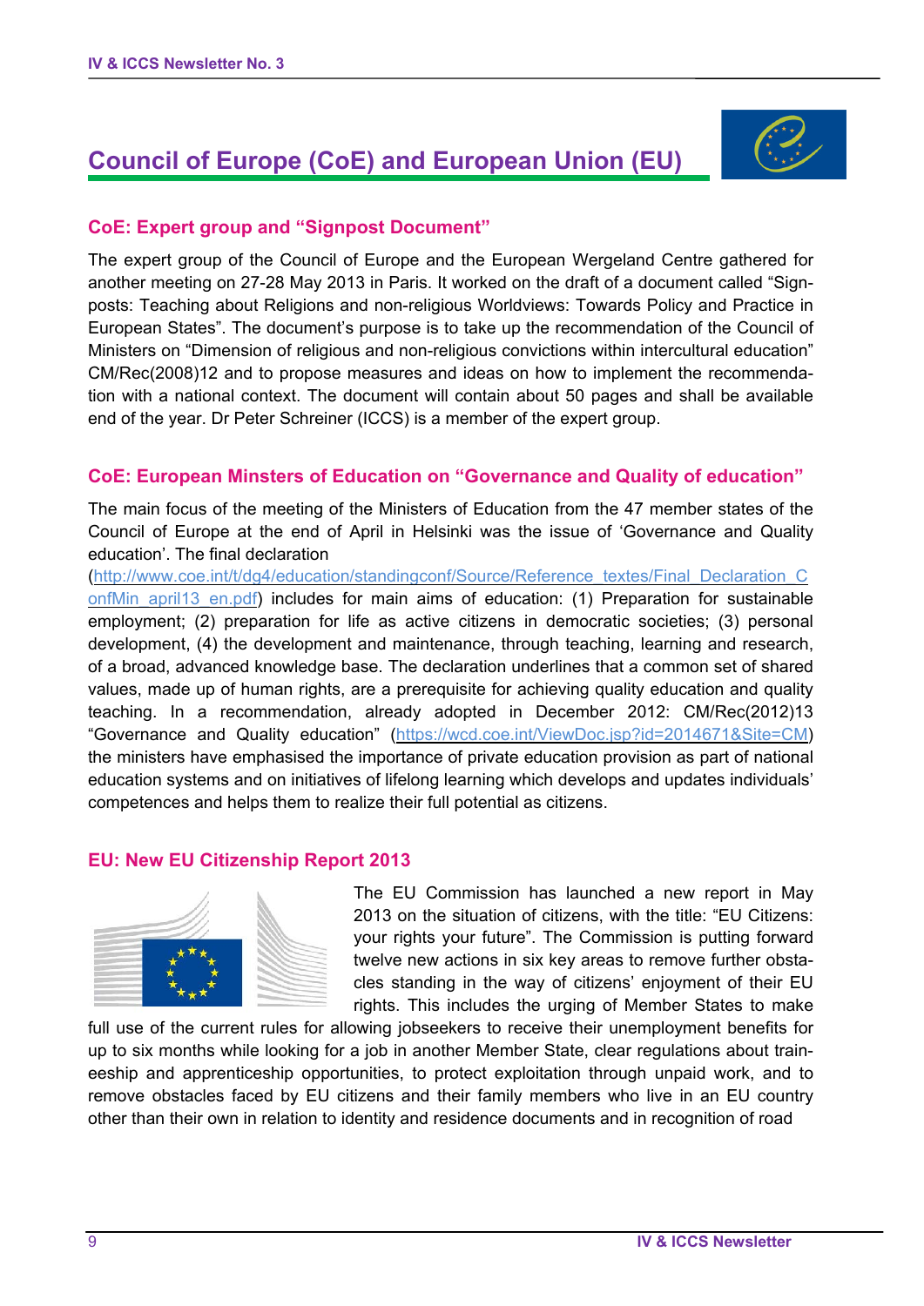# Council of Europe (CoE) and European Union (EU)

## CoE: Expert group and "Signpost Document"

The expert group of the Council of Europe and the European Wergeland Centre gathered for another meeting on 27-28 May 2013 in Paris. It worked on the draft of a document called "Signposts: Teaching about Religions and non-religious Worldviews: Towards Policy and Practice in European States". The document's purpose is to take up the recommendation of the Council of Ministers on "Dimension of religious and non-religious convictions within intercultural education" CM/Rec(2008)12 and to propose measures and ideas on how to implement the recommendation with a national context. The document will contain about 50 pages and shall be available end of the year. Dr Peter Schreiner (ICCS) is a member of the expert group.

## CoE: European Minsters of Education on "Governance and Quality of education"

The main focus of the meeting of the Ministers of Education from the 47 member states of the Council of Europe at the end of April in Helsinki was the issue of 'Governance and Quality education'. The final declaration (http://www.coe.int/t/dg4/education/standingconf/Source/Reference_textes/Final_Declaration_ConfMin_april13_en.pdf) includes for main aims of education: (1) Preparation for sustainable employment; (2) preparation for life as active citizens in democratic societies; (3) personal development, (4) the development and maintenance, through teaching, learning and research, of a broad, advanced knowledge base. The declaration underlines that a common set of shared values, made up of human rights, are a prerequisite for achieving quality education and quality teaching. In a recommendation, already adopted in December 2012: CM/Rec(2012)13 "Governance and Quality education" (https://wcd.coe.int/ViewDoc.jsp?id=2014671&Site=CM) the ministers have emphasised the importance of private education provision as part of national education systems and on initiatives of lifelong learning which develops and updates individuals' competences and helps them to realize their full potential as citizens.

## EU: New EU Citizenship Report 2013

The EU Commission has launched a new report in May 2013 on the situation of citizens, with the title: "EU Citizens: your rights your future". The Commission is putting forward twelve new actions in six key areas to remove further obstacles standing in the way of citizens' enjoyment of their EU rights. This includes the urging of Member States to make full use of the current rules for allowing jobseekers to receive their unemployment benefits for up to six months while looking for a job in another Member State, clear regulations about traineeship and apprenticeship opportunities, to protect exploitation through unpaid work, and to remove obstacles faced by EU citizens and their family members who live in an EU country other than their own in relation to identity and residence documents and in recognition of road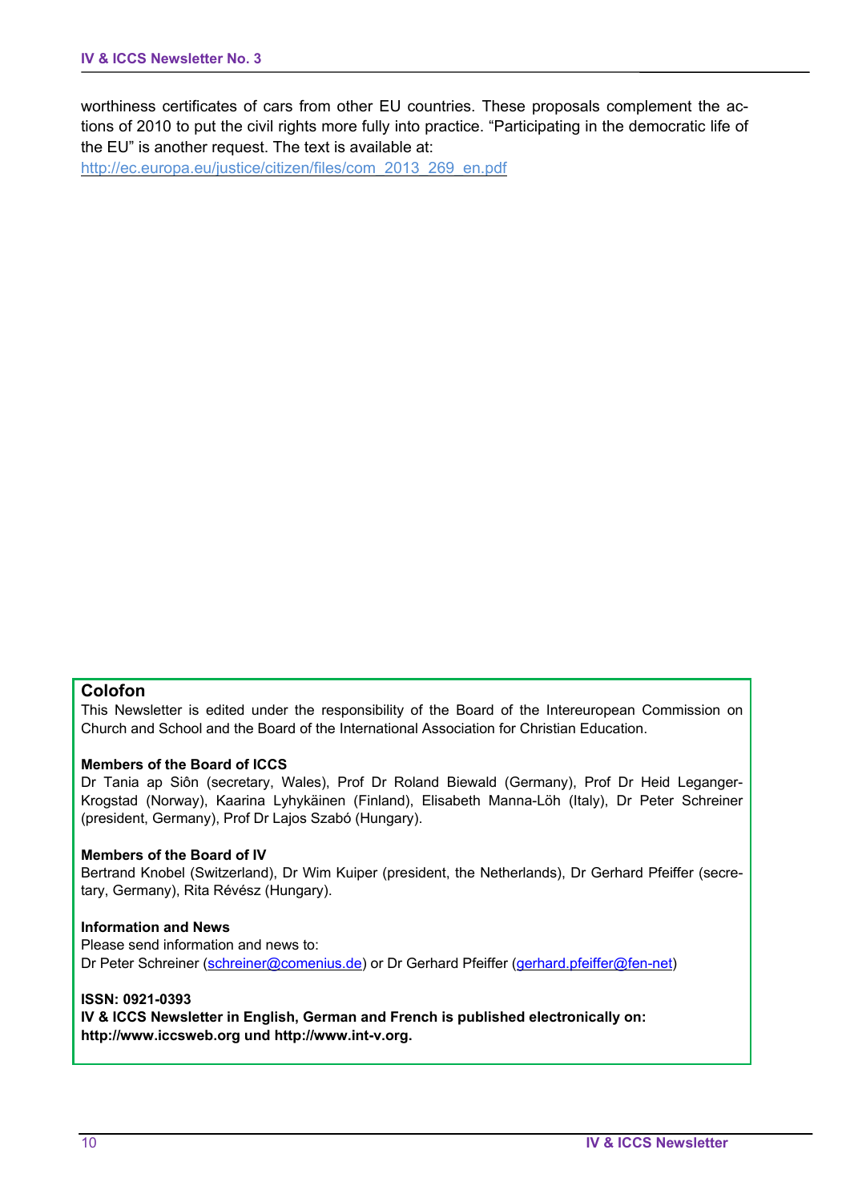worthiness certificates of cars from other EU countries. These proposals complement the actions of 2010 to put the civil rights more fully into practice. "Participating in the democratic life of the EU" is another request. The text is available at:
http://ec.europa.eu/justice/citizen/files/com_2013_269_en.pdf

## Colofon

This Newsletter is edited under the responsibility of the Board of the Intereuropean Commission on Church and School and the Board of the International Association for Christian Education.

**Members of the Board of ICCS**
Dr Tania ap Siôn (secretary, Wales), Prof Dr Roland Biewald (Germany), Prof Dr Heid Leganger-Krogstad (Norway), Kaarina Lyhykäinen (Finland), Elisabeth Manna-Löh (Italy), Dr Peter Schreiner (president, Germany), Prof Dr Lajos Szabó (Hungary).

**Members of the Board of IV**
Bertrand Knobel (Switzerland), Dr Wim Kuiper (president, the Netherlands), Dr Gerhard Pfeiffer (secretary, Germany), Rita Révész (Hungary).

**Information and News**
Please send information and news to:
Dr Peter Schreiner (schreiner@comenius.de) or Dr Gerhard Pfeiffer (gerhard.pfeiffer@fen-net)

**ISSN: 0921-0393**
**IV & ICCS Newsletter in English, German and French is published electronically on: http://www.iccsweb.org und http://www.int-v.org.**